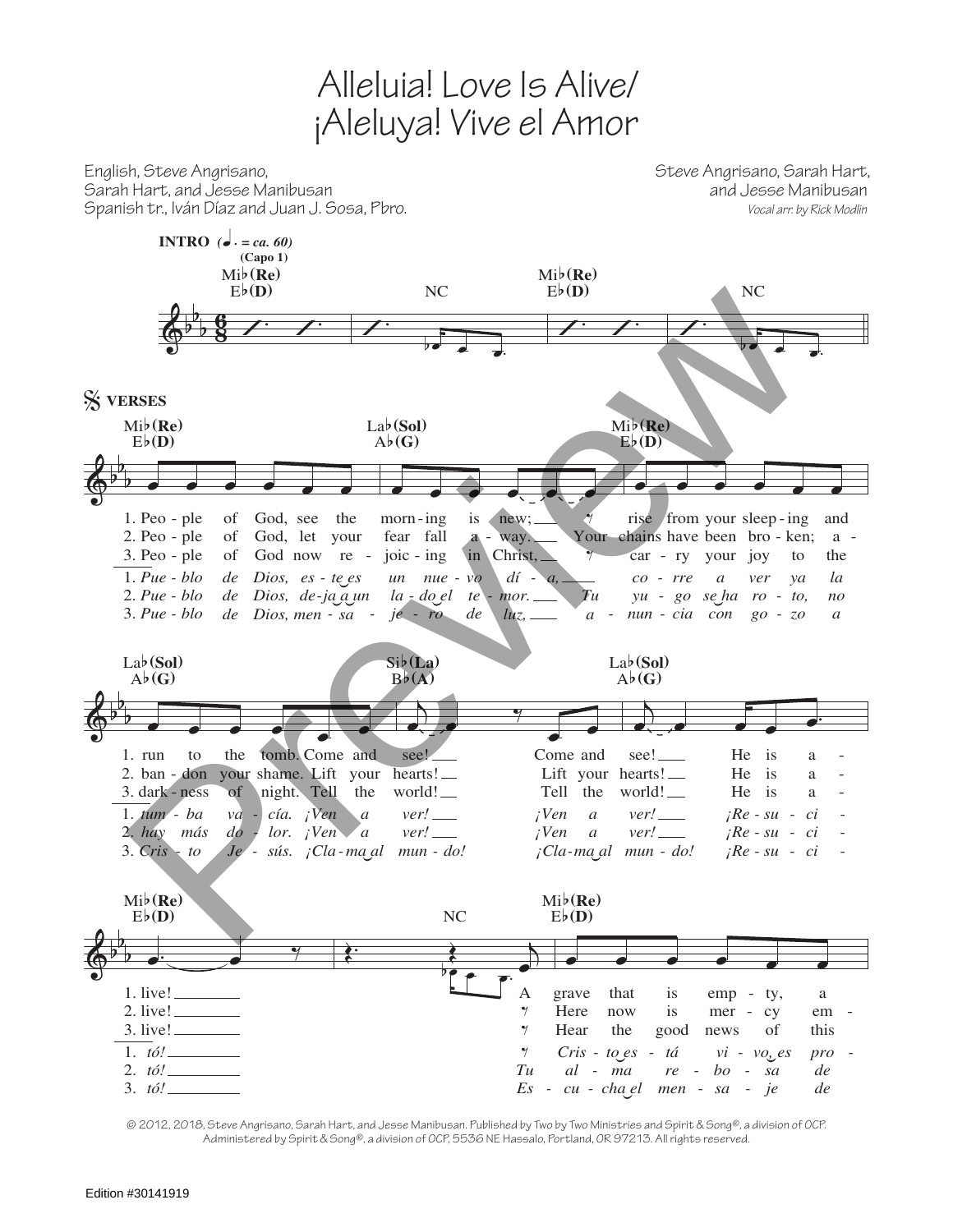# Alleluia! Love Is Alive/ ¡Aleluya! Vive el Amor

English, Steve Angrisano, Sarah Hart, and Jesse Manibusan
Spanish tr., Iván Díaz and Juan J. Sosa, Pbro.

Steve Angrisano, Sarah Hart, and Jesse Manibusan
*Vocal arr. by Rick Modlin*

**INTRO** (♩. = ca. 60)
(Capo 1)

Mi♭(Re) E♭(D) — NC — Mi♭(Re) E♭(D) — NC

**VERSES**

Mi♭(Re) E♭(D) — La♭(Sol) A♭(G) — Mi♭(Re) E♭(D)

1. People of God, see the morning is new; rise from your sleeping and
2. People of God, let your fear fall away. Your chains have been broken; a-
3. People of God now rejoicing in Christ, carry your joy to the

1. *Pueblo de Dios, este es un nuevo día, corre a ver ya la*
2. *Pueblo de Dios, deja a un lado el temor. Tu yugo se ha roto, no*
3. *Pueblo de Dios, mensaje ro de luz, anuncia con gozo a*

La♭(Sol) A♭(G) — Si♭(La) B♭(A) — La♭(Sol) A♭(G)

1. run to the tomb. Come and see! Come and see! He is a-
2. bandon your shame. Lift your hearts! Lift your hearts! He is a-
3. darkness of night. Tell the world! Tell the world! He is a-

1. *tumba vacía. ¡Ven a ver! ¡Ven a ver! ¡Resuci-*
2. *hay más dolor. ¡Ven a ver! ¡Ven a ver! ¡Resuci-*
3. *Cristo Jesús. ¡Clama al mundo! ¡Clama al mundo! ¡Resuci-*

Mi♭(Re) E♭(D) — NC — Mi♭(Re) E♭(D)

1. live! A grave that is empty, a
2. live! Here now is mercy em-
3. live! Hear the good news of this

1. *tó! Cristo está vivo, es pro-*
2. *tó! Tu alma rebosa de*
3. *tó! Escucha el mensaje de*

© 2012, 2018, Steve Angrisano, Sarah Hart, and Jesse Manibusan. Published by Two by Two Ministries and Spirit & Song®, a division of OCP. Administered by Spirit & Song®, a division of OCP, 5536 NE Hassalo, Portland, OR 97213. All rights reserved.

Edition #30141919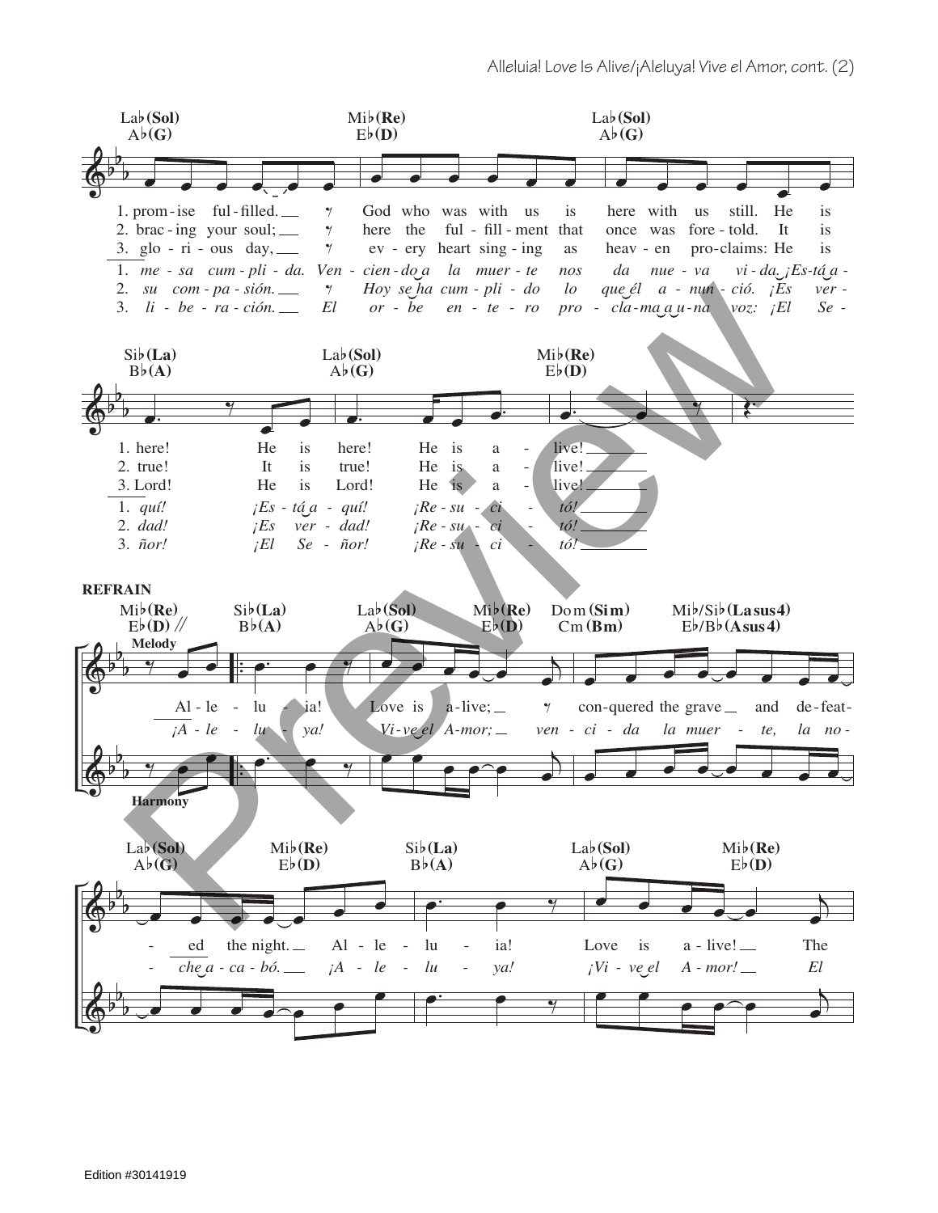Lab (Sol) / Ab (G) — Mib (Re) / Eb (D) — Lab (Sol) / Ab (G)

1. prom - ise ful - filled. God who was with us is here with us still. He is
2. brac - ing your soul; here the ful - fill - ment that once was fore - told. It is
3. glo - ri - ous day, ev - ery heart sing - ing as heav - en pro - claims: He is

1. *me - sa cum - pli - da. Ven - cien - do a la muer - te nos da nue - va vi - da. ¡Es - tá a -*
2. *su com - pa - sión. Hoy se ha cum - pli - do lo que él a - nun - ció. ¡Es ver -*
3. *li - be - ra - ción. El or - be en - te - ro pro - cla - ma a u - na voz: ¡El Se -*

Sib (La) / Bb (A) — Lab (Sol) / Ab (G) — Mib (Re) / Eb (D)

1. here! He is here! He is a - live!
2. true! It is true! He is a - live!
3. Lord! He is Lord! He is a - live!

1. *quí! ¡Es - tá a - quí! ¡Re - su - ci - tó!*
2. *dad! ¡Es ver - dad! ¡Re - su - ci - tó!*
3. *ñor! ¡El Se - ñor! ¡Re - su - ci - tó!*

**REFRAIN**

Mib (Re) / Eb (D) — Sib (La) / Bb (A) — Lab (Sol) / Ab (G) — Mib (Re) / Eb (D) — Dom (Sim) / Cm (Bm) — Mib/Sib (La sus4) / Eb/Bb (A sus4)

Melody / Harmony

Al - le - lu - ia! Love is a - live; con - quered the grave and de - feat -

*¡A - le - lu - ya! Vi - ve el A - mor; ven - ci - da la muer - te, la no -*

Lab (Sol) / Ab (G) — Mib (Re) / Eb (D) — Sib (La) / Bb (A) — Lab (Sol) / Ab (G) — Mib (Re) / Eb (D)

- ed the night. Al - le - lu - ia! Love is a - live! The

*- che a - ca - bó. ¡A - le - lu - ya! ¡Vi - ve el A - mor! El*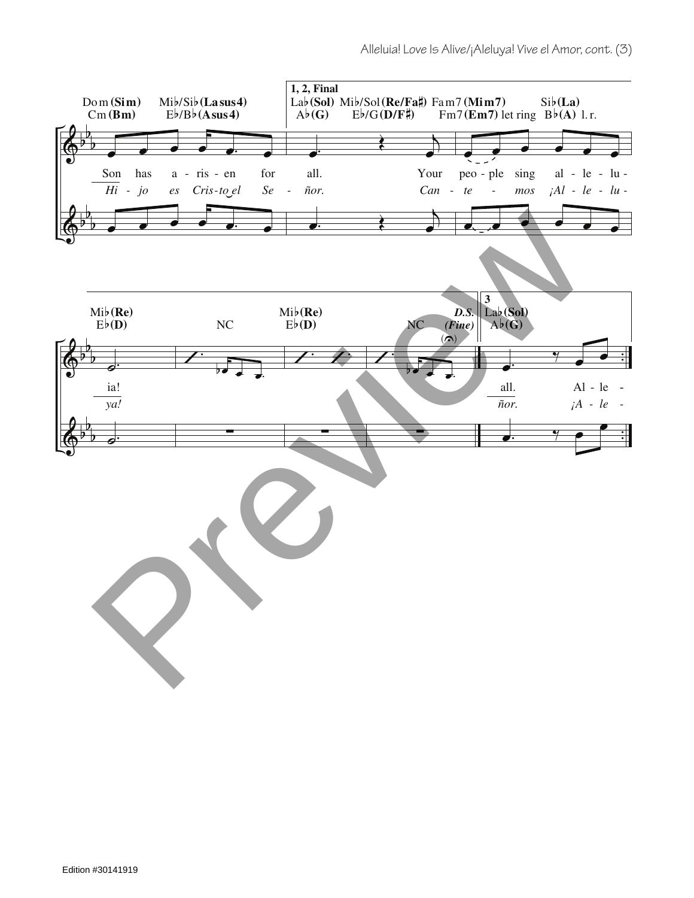Dom (Sim) Mi♭/Si♭ (Lasus4)
Cm (Bm) E♭/B♭ (Asus4)

Son has a - ris - en for

*Hi - jo es Cris - to el Se -*

**1, 2, Final**

La♭ (Sol) Mi♭/Sol (Re/Fa♯) Fam7 (Mim7) Si♭ (La)
A♭ (G) E♭/G (D/F♯) Fm7 (Em7) let ring B♭ (A) l. r.

all. Your peo - ple sing al - le - lu -

*ñor. Can - te - mos ¡Al - le - lu -*

Mi♭ (Re) Mi♭ (Re)
E♭ (D) NC E♭ (D) NC *D.S.* *(Fine)*

ia!

*ya!*

**3**

La♭ (Sol)
A♭ (G)

all. Al - le -

*ñor. ¡A - le -*